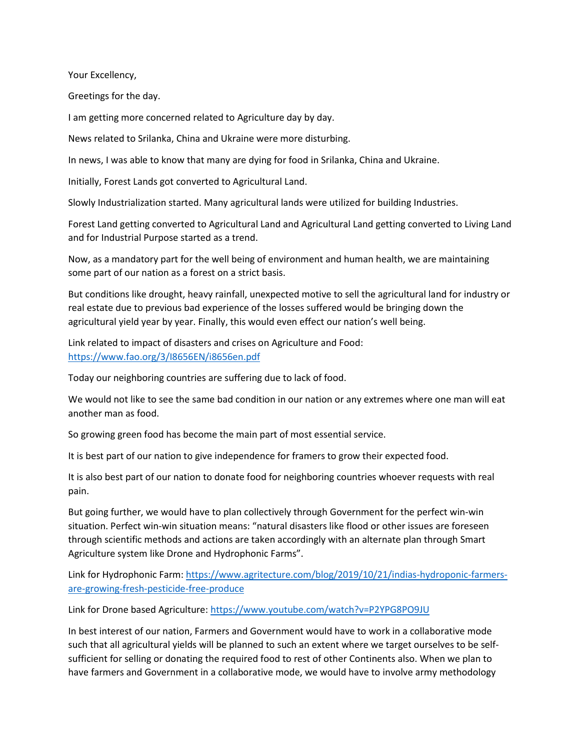Your Excellency,

Greetings for the day.

I am getting more concerned related to Agriculture day by day.

News related to Srilanka, China and Ukraine were more disturbing.

In news, I was able to know that many are dying for food in Srilanka, China and Ukraine.

Initially, Forest Lands got converted to Agricultural Land.

Slowly Industrialization started. Many agricultural lands were utilized for building Industries.

Forest Land getting converted to Agricultural Land and Agricultural Land getting converted to Living Land and for Industrial Purpose started as a trend.

Now, as a mandatory part for the well being of environment and human health, we are maintaining some part of our nation as a forest on a strict basis.

But conditions like drought, heavy rainfall, unexpected motive to sell the agricultural land for industry or real estate due to previous bad experience of the losses suffered would be bringing down the agricultural yield year by year. Finally, this would even effect our nation's well being.

Link related to impact of disasters and crises on Agriculture and Food: [https://www.fao.org/3/I8656EN/i8656en.pdf](https://www.fao.org/3/I8656EN/i8656en.pdf)

Today our neighboring countries are suffering due to lack of food.

We would not like to see the same bad condition in our nation or any extremes where one man will eat another man as food.

So growing green food has become the main part of most essential service.

It is best part of our nation to give independence for framers to grow their expected food.

It is also best part of our nation to donate food for neighboring countries whoever requests with real pain.

But going further, we would have to plan collectively through Government for the perfect win-win situation. Perfect win-win situation means: "natural disasters like flood or other issues are foreseen through scientific methods and actions are taken accordingly with an alternate plan through Smart Agriculture system like Drone and Hydrophonic Farms".

Link for Hydrophonic Farm: [https://www.agritecture.com/blog/2019/10/21/indias-hydroponic-farmers-are-growing-fresh-pesticide-free-produce](https://www.agritecture.com/blog/2019/10/21/indias-hydroponic-farmers-are-growing-fresh-pesticide-free-produce)

Link for Drone based Agriculture: [https://www.youtube.com/watch?v=P2YPG8PO9JU](https://www.youtube.com/watch?v=P2YPG8PO9JU)

In best interest of our nation, Farmers and Government would have to work in a collaborative mode such that all agricultural yields will be planned to such an extent where we target ourselves to be self-sufficient for selling or donating the required food to rest of other Continents also. When we plan to have farmers and Government in a collaborative mode, we would have to involve army methodology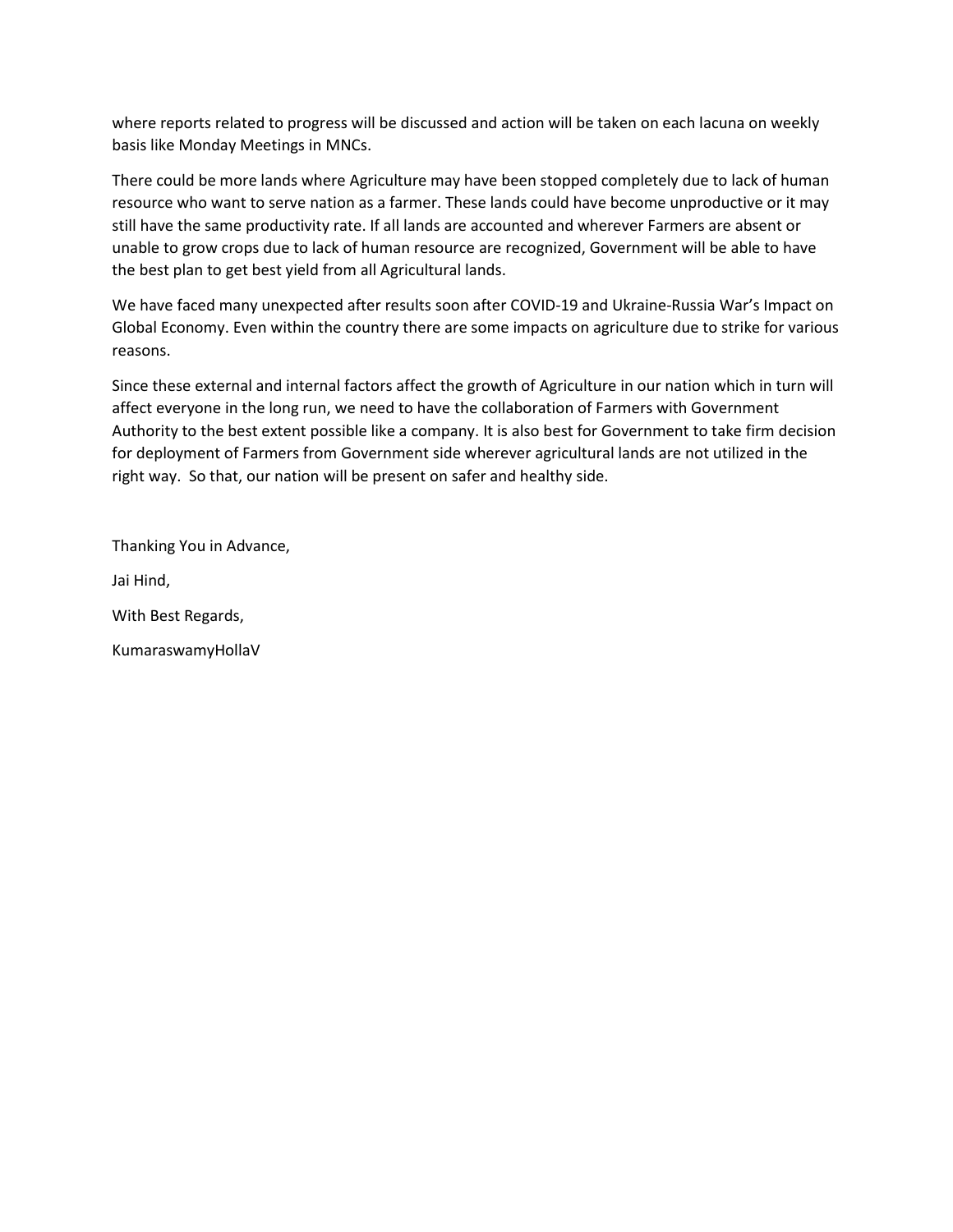where reports related to progress will be discussed and action will be taken on each lacuna on weekly basis like Monday Meetings in MNCs.

There could be more lands where Agriculture may have been stopped completely due to lack of human resource who want to serve nation as a farmer. These lands could have become unproductive or it may still have the same productivity rate. If all lands are accounted and wherever Farmers are absent or unable to grow crops due to lack of human resource are recognized, Government will be able to have the best plan to get best yield from all Agricultural lands.

We have faced many unexpected after results soon after COVID-19 and Ukraine-Russia War's Impact on Global Economy. Even within the country there are some impacts on agriculture due to strike for various reasons.

Since these external and internal factors affect the growth of Agriculture in our nation which in turn will affect everyone in the long run, we need to have the collaboration of Farmers with Government Authority to the best extent possible like a company. It is also best for Government to take firm decision for deployment of Farmers from Government side wherever agricultural lands are not utilized in the right way. So that, our nation will be present on safer and healthy side.

Thanking You in Advance,

Jai Hind,

With Best Regards,

KumaraswamyHollaV